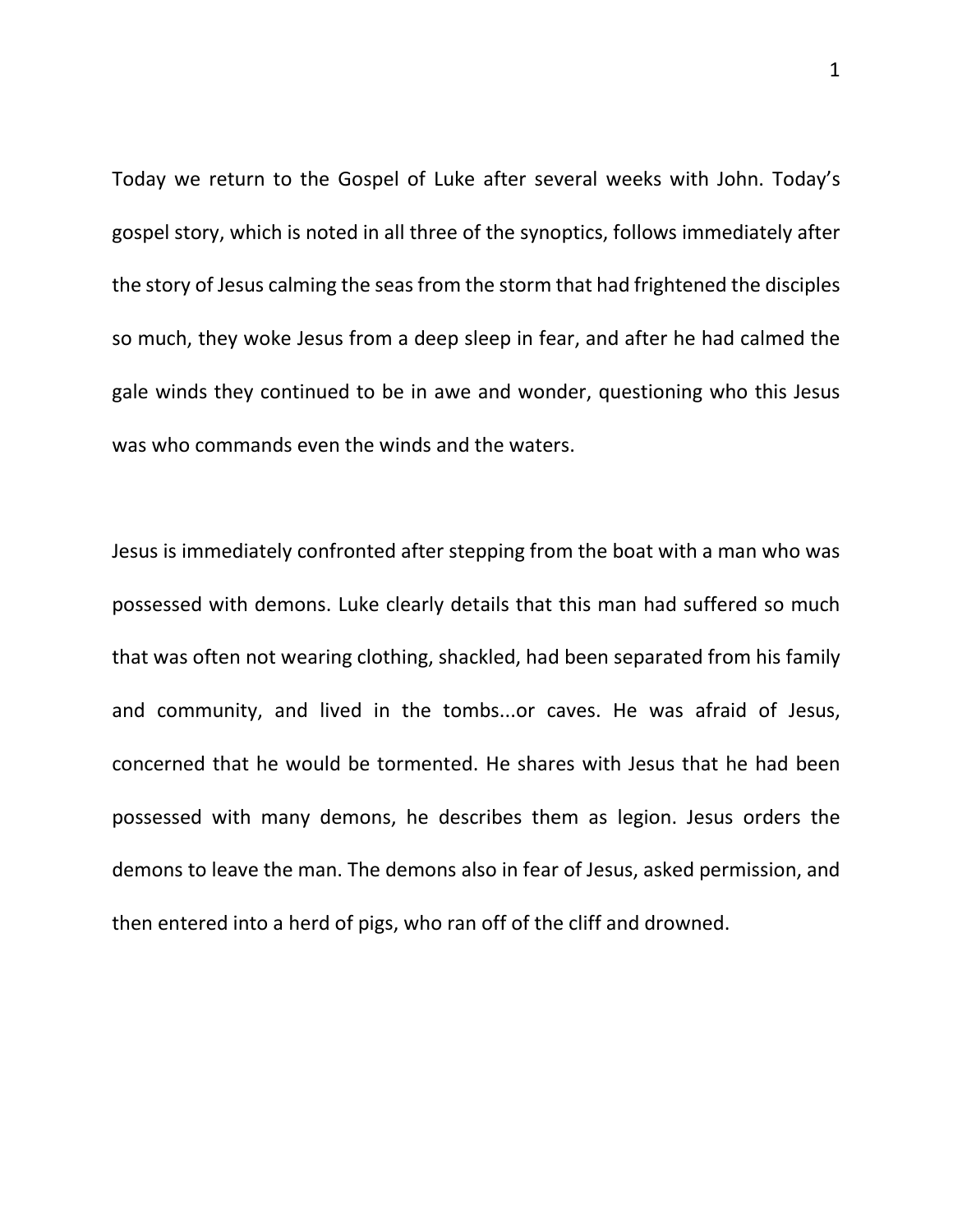Today we return to the Gospel of Luke after several weeks with John. Today's gospel story, which is noted in all three of the synoptics, follows immediately after the story of Jesus calming the seas from the storm that had frightened the disciples so much, they woke Jesus from a deep sleep in fear, and after he had calmed the gale winds they continued to be in awe and wonder, questioning who this Jesus was who commands even the winds and the waters.

Jesus is immediately confronted after stepping from the boat with a man who was possessed with demons. Luke clearly details that this man had suffered so much that was often not wearing clothing, shackled, had been separated from his family and community, and lived in the tombs...or caves. He was afraid of Jesus, concerned that he would be tormented. He shares with Jesus that he had been possessed with many demons, he describes them as legion. Jesus orders the demons to leave the man. The demons also in fear of Jesus, asked permission, and then entered into a herd of pigs, who ran off of the cliff and drowned.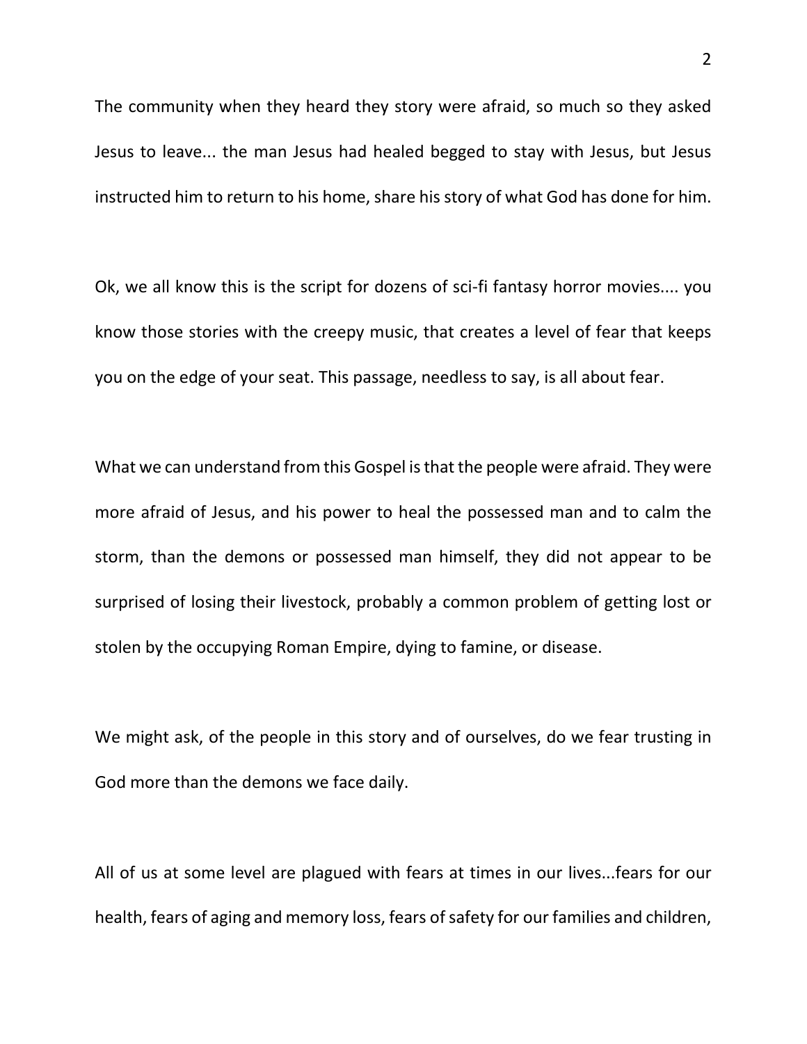The community when they heard they story were afraid, so much so they asked Jesus to leave... the man Jesus had healed begged to stay with Jesus, but Jesus instructed him to return to his home, share his story of what God has done for him.

Ok, we all know this is the script for dozens of sci-fi fantasy horror movies.... you know those stories with the creepy music, that creates a level of fear that keeps you on the edge of your seat. This passage, needless to say, is all about fear.

What we can understand from this Gospel is that the people were afraid. They were more afraid of Jesus, and his power to heal the possessed man and to calm the storm, than the demons or possessed man himself, they did not appear to be surprised of losing their livestock, probably a common problem of getting lost or stolen by the occupying Roman Empire, dying to famine, or disease.

We might ask, of the people in this story and of ourselves, do we fear trusting in God more than the demons we face daily.

All of us at some level are plagued with fears at times in our lives...fears for our health, fears of aging and memory loss, fears of safety for our families and children,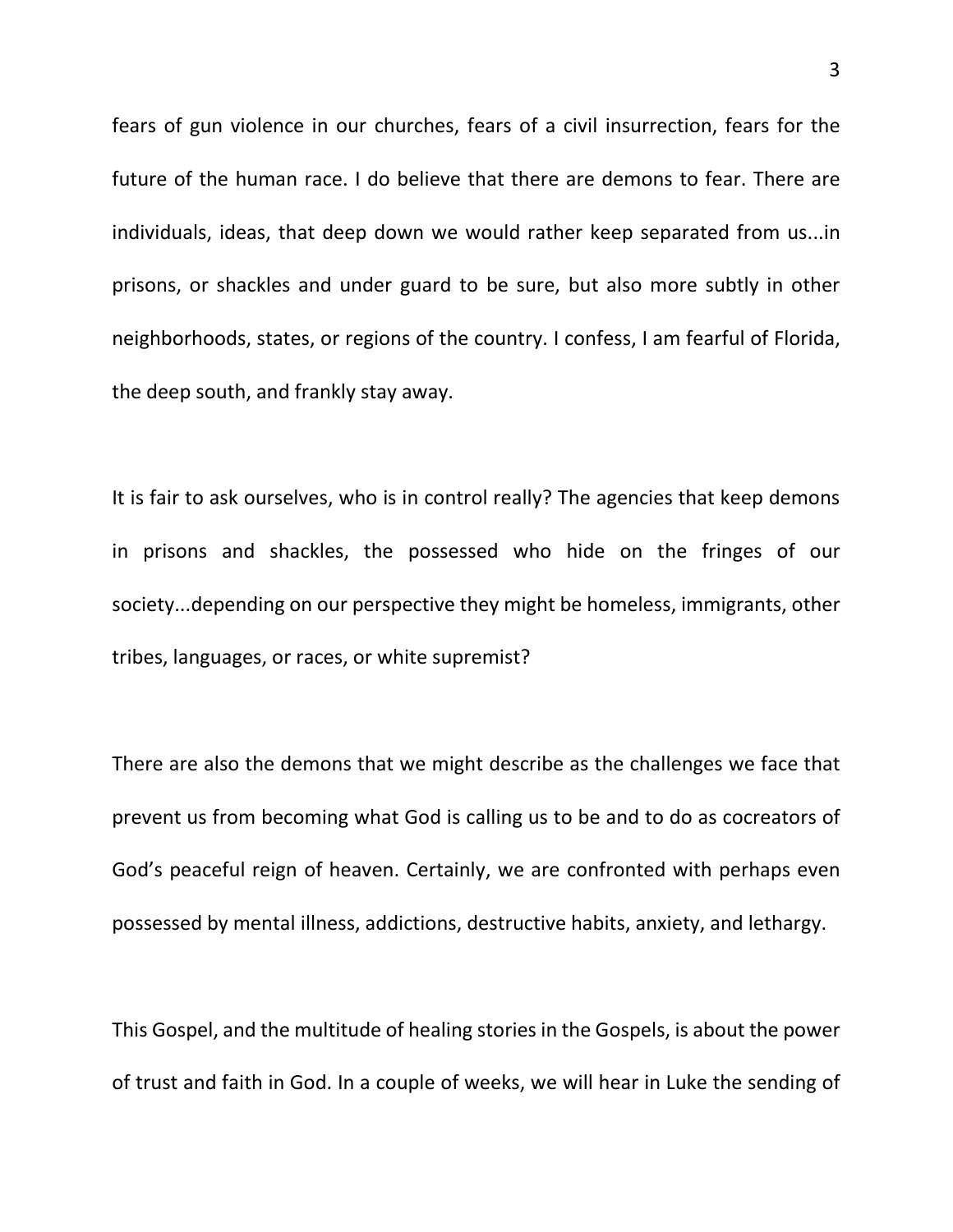fears of gun violence in our churches, fears of a civil insurrection, fears for the future of the human race. I do believe that there are demons to fear. There are individuals, ideas, that deep down we would rather keep separated from us...in prisons, or shackles and under guard to be sure, but also more subtly in other neighborhoods, states, or regions of the country. I confess, I am fearful of Florida, the deep south, and frankly stay away.

It is fair to ask ourselves, who is in control really? The agencies that keep demons in prisons and shackles, the possessed who hide on the fringes of our society...depending on our perspective they might be homeless, immigrants, other tribes, languages, or races, or white supremist?

There are also the demons that we might describe as the challenges we face that prevent us from becoming what God is calling us to be and to do as cocreators of God's peaceful reign of heaven. Certainly, we are confronted with perhaps even possessed by mental illness, addictions, destructive habits, anxiety, and lethargy.

This Gospel, and the multitude of healing stories in the Gospels, is about the power of trust and faith in God. In a couple of weeks, we will hear in Luke the sending of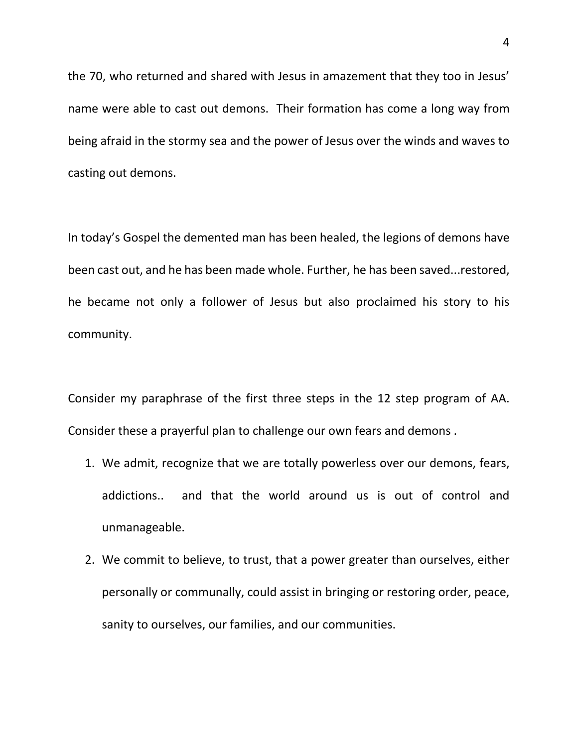the 70, who returned and shared with Jesus in amazement that they too in Jesus' name were able to cast out demons. Their formation has come a long way from being afraid in the stormy sea and the power of Jesus over the winds and waves to casting out demons.

In today's Gospel the demented man has been healed, the legions of demons have been cast out, and he has been made whole. Further, he has been saved...restored, he became not only a follower of Jesus but also proclaimed his story to his community.

Consider my paraphrase of the first three steps in the 12 step program of AA. Consider these a prayerful plan to challenge our own fears and demons .

1. We admit, recognize that we are totally powerless over our demons, fears, addictions.. and that the world around us is out of control and unmanageable.
2. We commit to believe, to trust, that a power greater than ourselves, either personally or communally, could assist in bringing or restoring order, peace, sanity to ourselves, our families, and our communities.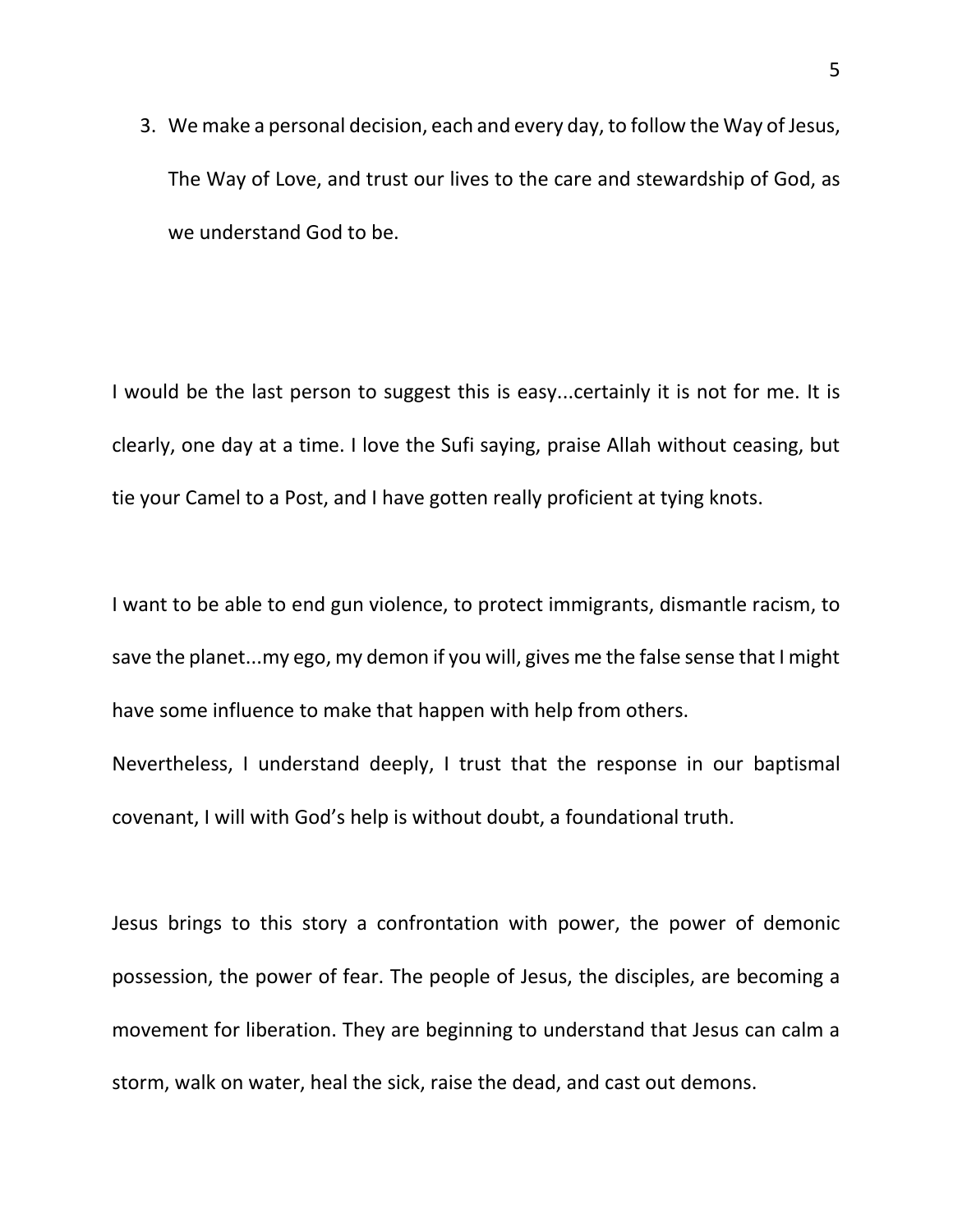3. We make a personal decision, each and every day, to follow the Way of Jesus, The Way of Love, and trust our lives to the care and stewardship of God, as we understand God to be.

I would be the last person to suggest this is easy...certainly it is not for me. It is clearly, one day at a time. I love the Sufi saying, praise Allah without ceasing, but tie your Camel to a Post, and I have gotten really proficient at tying knots.

I want to be able to end gun violence, to protect immigrants, dismantle racism, to save the planet...my ego, my demon if you will, gives me the false sense that I might have some influence to make that happen with help from others.

Nevertheless, I understand deeply, I trust that the response in our baptismal covenant, I will with God's help is without doubt, a foundational truth.

Jesus brings to this story a confrontation with power, the power of demonic possession, the power of fear. The people of Jesus, the disciples, are becoming a movement for liberation. They are beginning to understand that Jesus can calm a storm, walk on water, heal the sick, raise the dead, and cast out demons.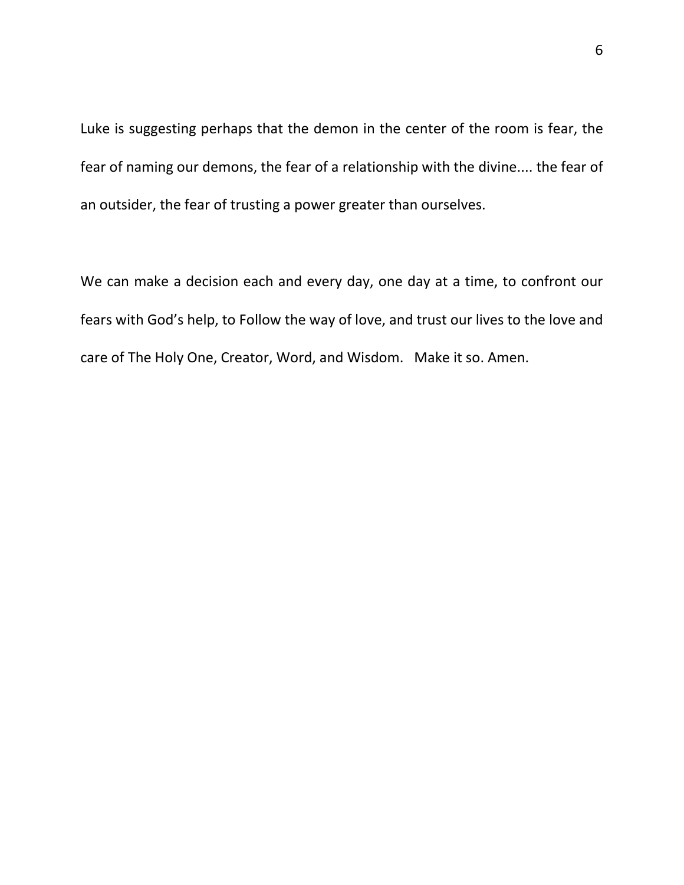Luke is suggesting perhaps that the demon in the center of the room is fear, the fear of naming our demons, the fear of a relationship with the divine.... the fear of an outsider, the fear of trusting a power greater than ourselves.

We can make a decision each and every day, one day at a time, to confront our fears with God's help, to Follow the way of love, and trust our lives to the love and care of The Holy One, Creator, Word, and Wisdom.   Make it so. Amen.